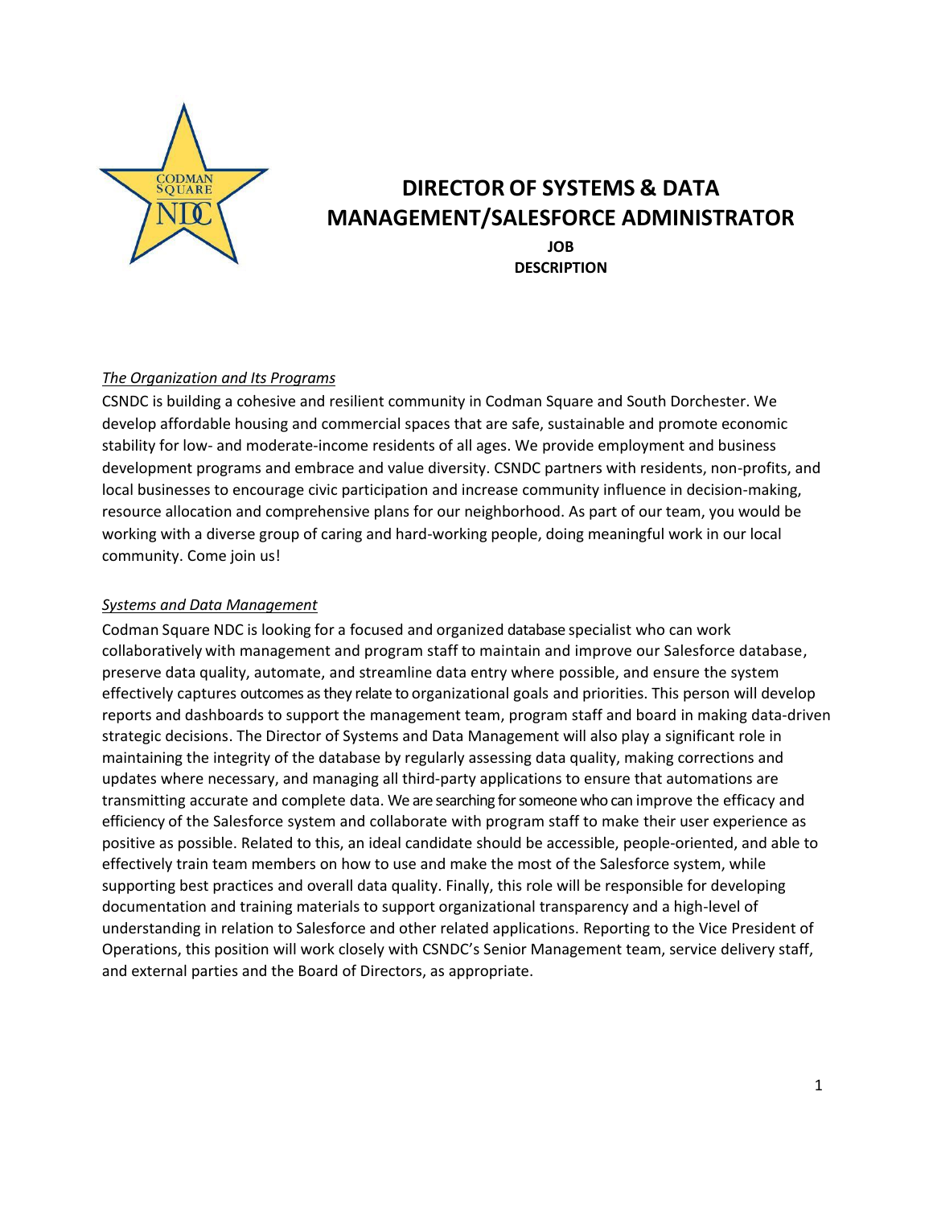# DIRECTOR OF SYSTEMS & DATA MANAGEMENT/SALESFORCE ADMINISTRATOR

**JOB DESCRIPTION**

*The Organization and Its Programs*

CSNDC is building a cohesive and resilient community in Codman Square and South Dorchester. We develop affordable housing and commercial spaces that are safe, sustainable and promote economic stability for low- and moderate-income residents of all ages. We provide employment and business development programs and embrace and value diversity. CSNDC partners with residents, non-profits, and local businesses to encourage civic participation and increase community influence in decision-making, resource allocation and comprehensive plans for our neighborhood. As part of our team, you would be working with a diverse group of caring and hard-working people, doing meaningful work in our local community. Come join us!

*Systems and Data Management*

Codman Square NDC is looking for a focused and organized database specialist who can work collaboratively with management and program staff to maintain and improve our Salesforce database, preserve data quality, automate, and streamline data entry where possible, and ensure the system effectively captures outcomes as they relate to organizational goals and priorities. This person will develop reports and dashboards to support the management team, program staff and board in making data-driven strategic decisions. The Director of Systems and Data Management will also play a significant role in maintaining the integrity of the database by regularly assessing data quality, making corrections and updates where necessary, and managing all third-party applications to ensure that automations are transmitting accurate and complete data. We are searching for someone who can improve the efficacy and efficiency of the Salesforce system and collaborate with program staff to make their user experience as positive as possible. Related to this, an ideal candidate should be accessible, people-oriented, and able to effectively train team members on how to use and make the most of the Salesforce system, while supporting best practices and overall data quality. Finally, this role will be responsible for developing documentation and training materials to support organizational transparency and a high-level of understanding in relation to Salesforce and other related applications. Reporting to the Vice President of Operations, this position will work closely with CSNDC's Senior Management team, service delivery staff, and external parties and the Board of Directors, as appropriate.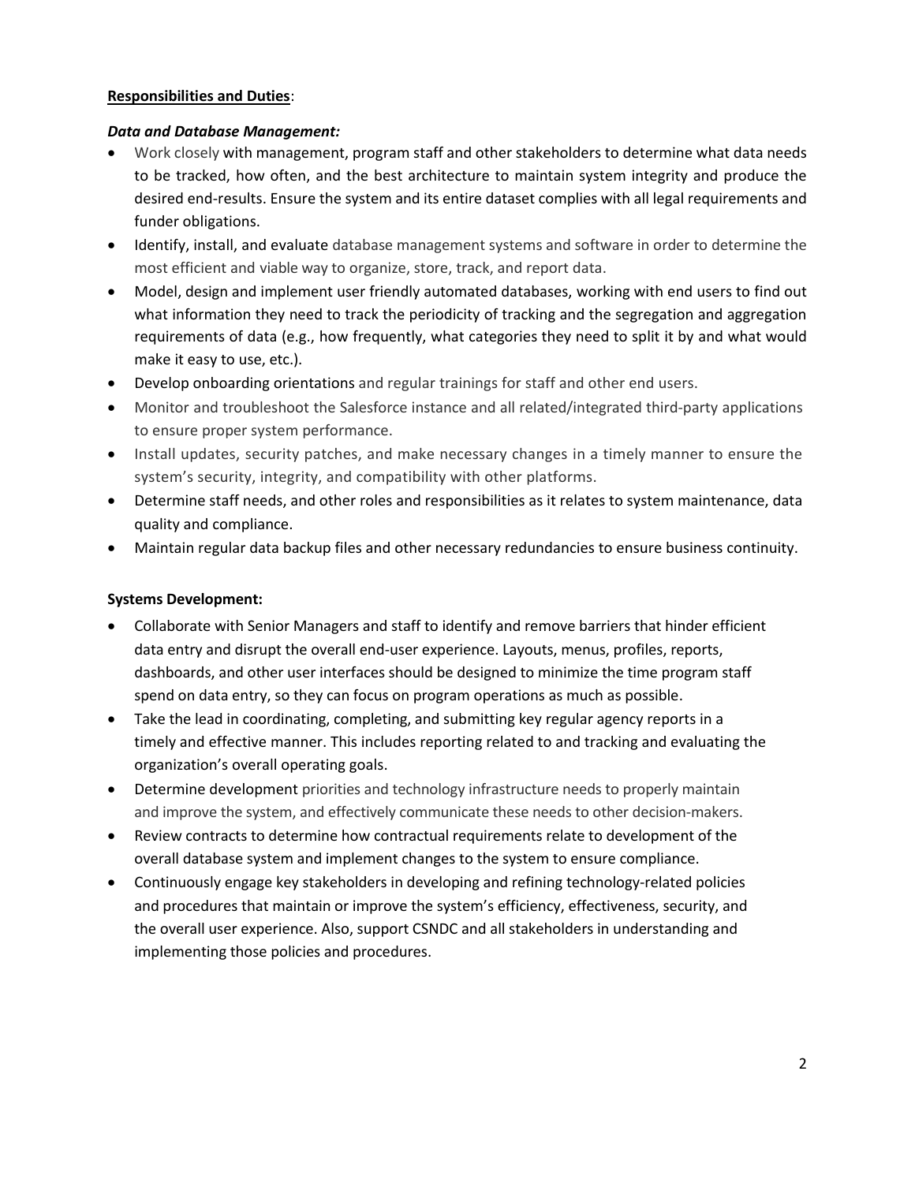**Responsibilities and Duties**:

***Data and Database Management:***

- Work closely with management, program staff and other stakeholders to determine what data needs to be tracked, how often, and the best architecture to maintain system integrity and produce the desired end-results. Ensure the system and its entire dataset complies with all legal requirements and funder obligations.
- Identify, install, and evaluate database management systems and software in order to determine the most efficient and viable way to organize, store, track, and report data.
- Model, design and implement user friendly automated databases, working with end users to find out what information they need to track the periodicity of tracking and the segregation and aggregation requirements of data (e.g., how frequently, what categories they need to split it by and what would make it easy to use, etc.).
- Develop onboarding orientations and regular trainings for staff and other end users.
- Monitor and troubleshoot the Salesforce instance and all related/integrated third-party applications to ensure proper system performance.
- Install updates, security patches, and make necessary changes in a timely manner to ensure the system's security, integrity, and compatibility with other platforms.
- Determine staff needs, and other roles and responsibilities as it relates to system maintenance, data quality and compliance.
- Maintain regular data backup files and other necessary redundancies to ensure business continuity.

**Systems Development:**

- Collaborate with Senior Managers and staff to identify and remove barriers that hinder efficient data entry and disrupt the overall end-user experience. Layouts, menus, profiles, reports, dashboards, and other user interfaces should be designed to minimize the time program staff spend on data entry, so they can focus on program operations as much as possible.
- Take the lead in coordinating, completing, and submitting key regular agency reports in a timely and effective manner. This includes reporting related to and tracking and evaluating the organization's overall operating goals.
- Determine development priorities and technology infrastructure needs to properly maintain and improve the system, and effectively communicate these needs to other decision-makers.
- Review contracts to determine how contractual requirements relate to development of the overall database system and implement changes to the system to ensure compliance.
- Continuously engage key stakeholders in developing and refining technology-related policies and procedures that maintain or improve the system's efficiency, effectiveness, security, and the overall user experience. Also, support CSNDC and all stakeholders in understanding and implementing those policies and procedures.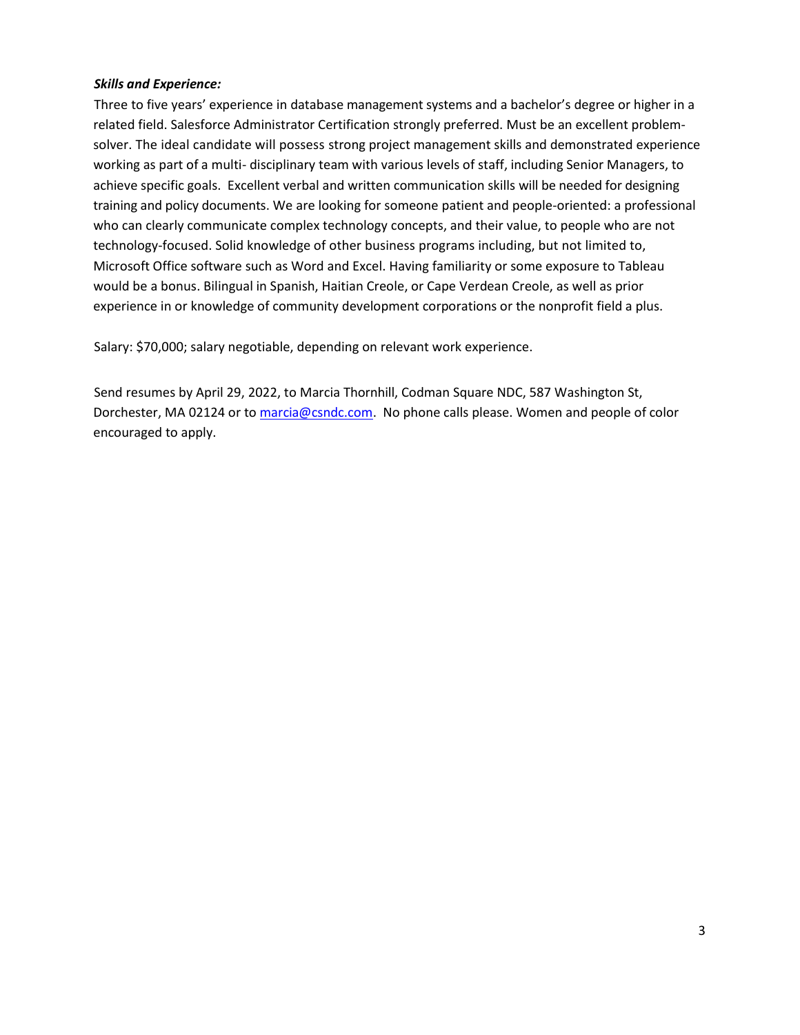***Skills and Experience:***

Three to five years' experience in database management systems and a bachelor's degree or higher in a related field. Salesforce Administrator Certification strongly preferred. Must be an excellent problem-solver. The ideal candidate will possess strong project management skills and demonstrated experience working as part of a multi- disciplinary team with various levels of staff, including Senior Managers, to achieve specific goals. Excellent verbal and written communication skills will be needed for designing training and policy documents. We are looking for someone patient and people-oriented: a professional who can clearly communicate complex technology concepts, and their value, to people who are not technology-focused. Solid knowledge of other business programs including, but not limited to, Microsoft Office software such as Word and Excel. Having familiarity or some exposure to Tableau would be a bonus. Bilingual in Spanish, Haitian Creole, or Cape Verdean Creole, as well as prior experience in or knowledge of community development corporations or the nonprofit field a plus.

Salary: $70,000; salary negotiable, depending on relevant work experience.

Send resumes by April 29, 2022, to Marcia Thornhill, Codman Square NDC, 587 Washington St, Dorchester, MA 02124 or to marcia@csndc.com. No phone calls please. Women and people of color encouraged to apply.